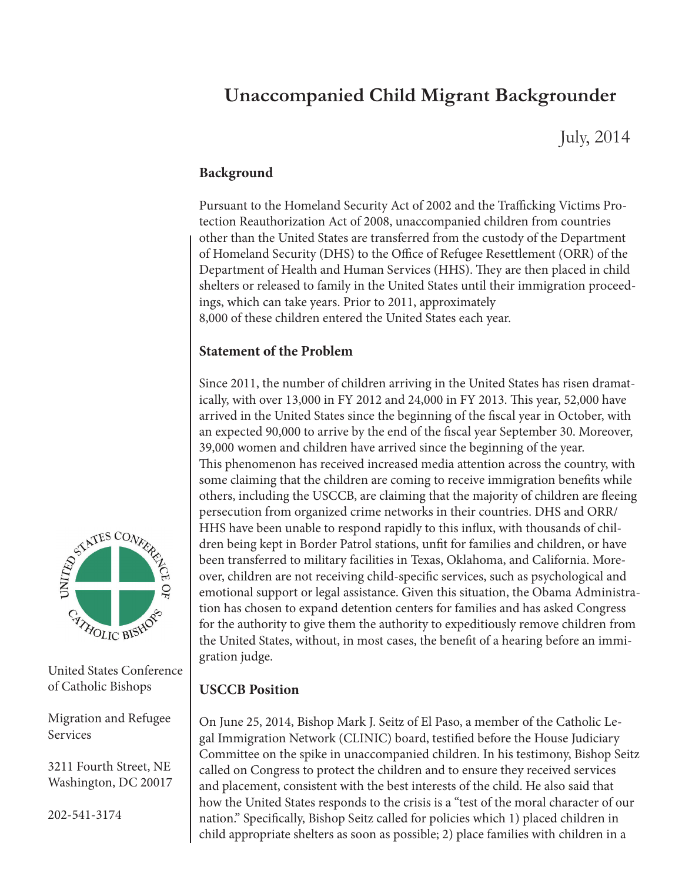# Unaccompanied Child Migrant Backgrounder

July, 2014

United States Conference of Catholic Bishops

Migration and Refugee Services

3211 Fourth Street, NE
Washington, DC 20017

202-541-3174

## Background

Pursuant to the Homeland Security Act of 2002 and the Trafficking Victims Protection Reauthorization Act of 2008, unaccompanied children from countries other than the United States are transferred from the custody of the Department of Homeland Security (DHS) to the Office of Refugee Resettlement (ORR) of the Department of Health and Human Services (HHS). They are then placed in child shelters or released to family in the United States until their immigration proceedings, which can take years. Prior to 2011, approximately 8,000 of these children entered the United States each year.

## Statement of the Problem

Since 2011, the number of children arriving in the United States has risen dramatically, with over 13,000 in FY 2012 and 24,000 in FY 2013. This year, 52,000 have arrived in the United States since the beginning of the fiscal year in October, with an expected 90,000 to arrive by the end of the fiscal year September 30. Moreover, 39,000 women and children have arrived since the beginning of the year. This phenomenon has received increased media attention across the country, with some claiming that the children are coming to receive immigration benefits while others, including the USCCB, are claiming that the majority of children are fleeing persecution from organized crime networks in their countries. DHS and ORR/HHS have been unable to respond rapidly to this influx, with thousands of children being kept in Border Patrol stations, unfit for families and children, or have been transferred to military facilities in Texas, Oklahoma, and California. Moreover, children are not receiving child-specific services, such as psychological and emotional support or legal assistance. Given this situation, the Obama Administration has chosen to expand detention centers for families and has asked Congress for the authority to give them the authority to expeditiously remove children from the United States, without, in most cases, the benefit of a hearing before an immigration judge.

## USCCB Position

On June 25, 2014, Bishop Mark J. Seitz of El Paso, a member of the Catholic Legal Immigration Network (CLINIC) board, testified before the House Judiciary Committee on the spike in unaccompanied children. In his testimony, Bishop Seitz called on Congress to protect the children and to ensure they received services and placement, consistent with the best interests of the child. He also said that how the United States responds to the crisis is a "test of the moral character of our nation." Specifically, Bishop Seitz called for policies which 1) placed children in child appropriate shelters as soon as possible; 2) place families with children in a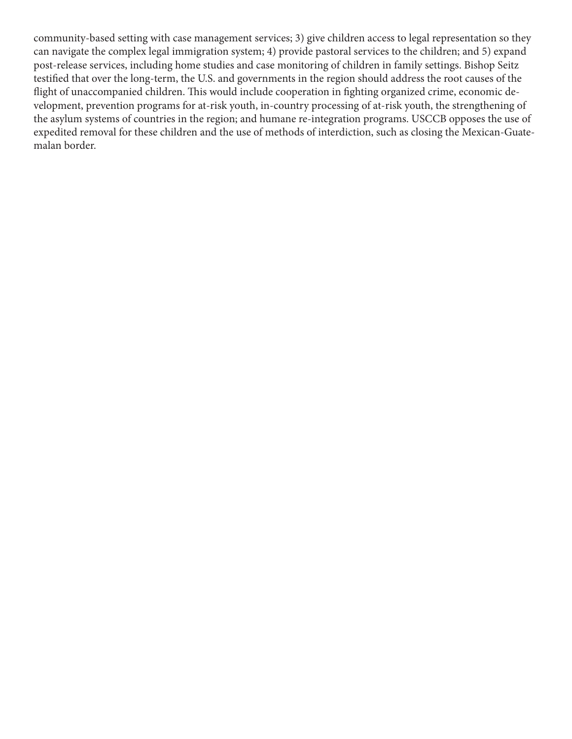community-based setting with case management services; 3) give children access to legal representation so they can navigate the complex legal immigration system; 4) provide pastoral services to the children; and 5) expand post-release services, including home studies and case monitoring of children in family settings. Bishop Seitz testified that over the long-term, the U.S. and governments in the region should address the root causes of the flight of unaccompanied children. This would include cooperation in fighting organized crime, economic development, prevention programs for at-risk youth, in-country processing of at-risk youth, the strengthening of the asylum systems of countries in the region; and humane re-integration programs. USCCB opposes the use of expedited removal for these children and the use of methods of interdiction, such as closing the Mexican-Guatemalan border.